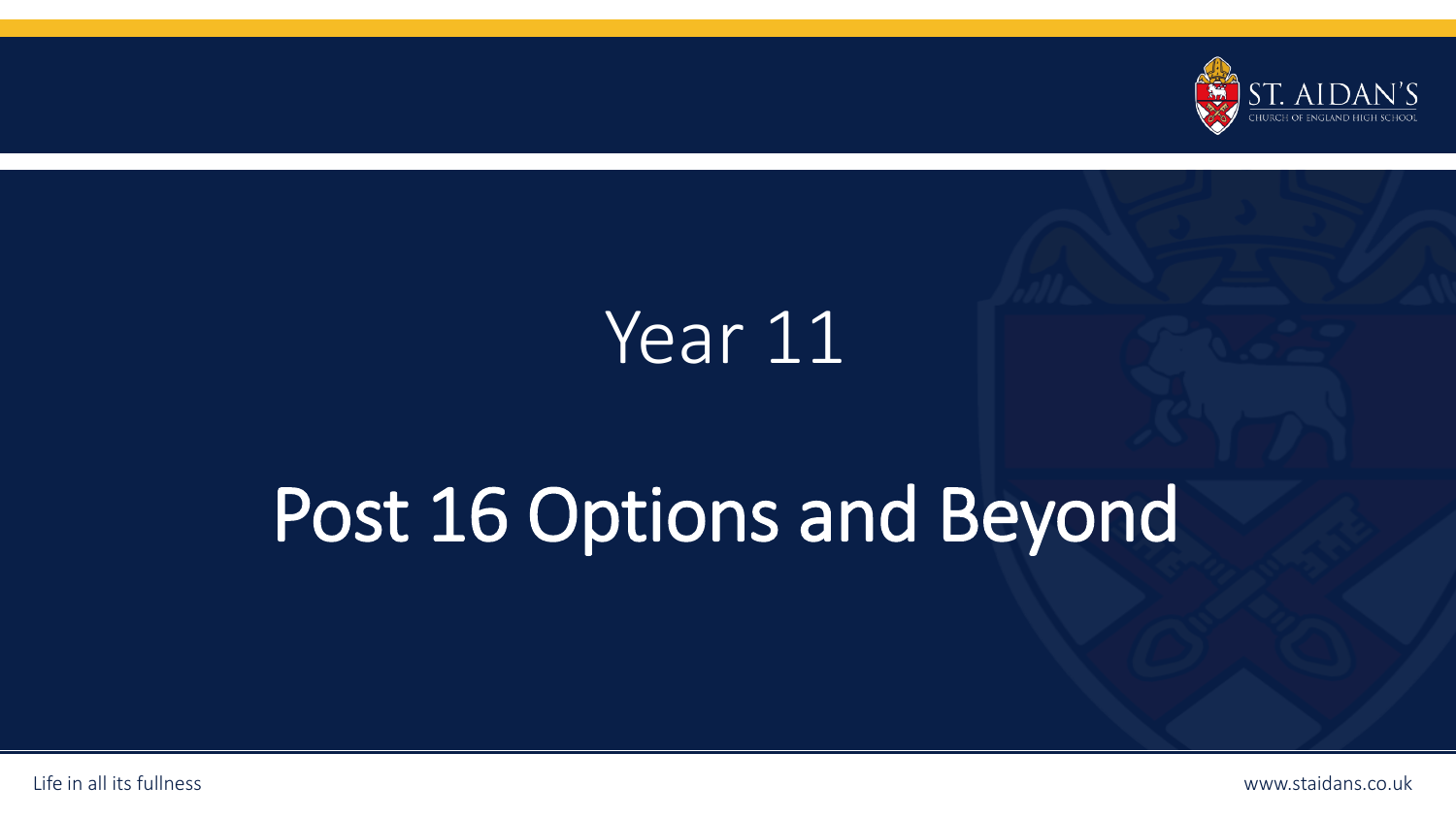# Year 11

# Post 16 Options and Beyond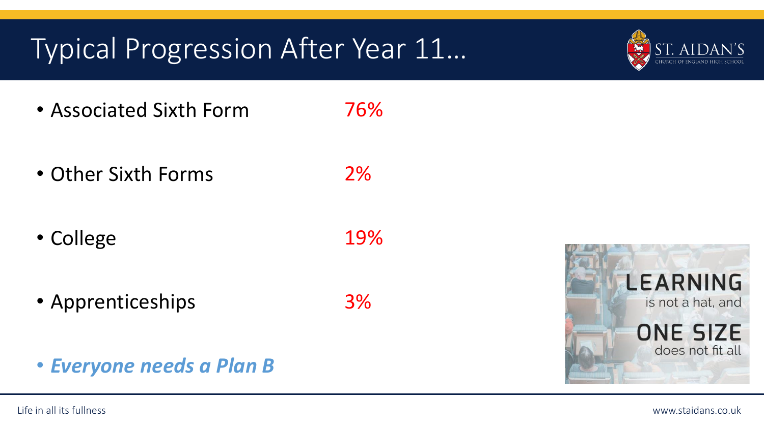# Typical Progression After Year 11…

- Associated Sixth Form 76%
- Other Sixth Forms 2%
- College 19%
- Apprenticeships 3%
- ***Everyone needs a Plan B***

LEARNING is not a hat, and ONE SIZE does not fit all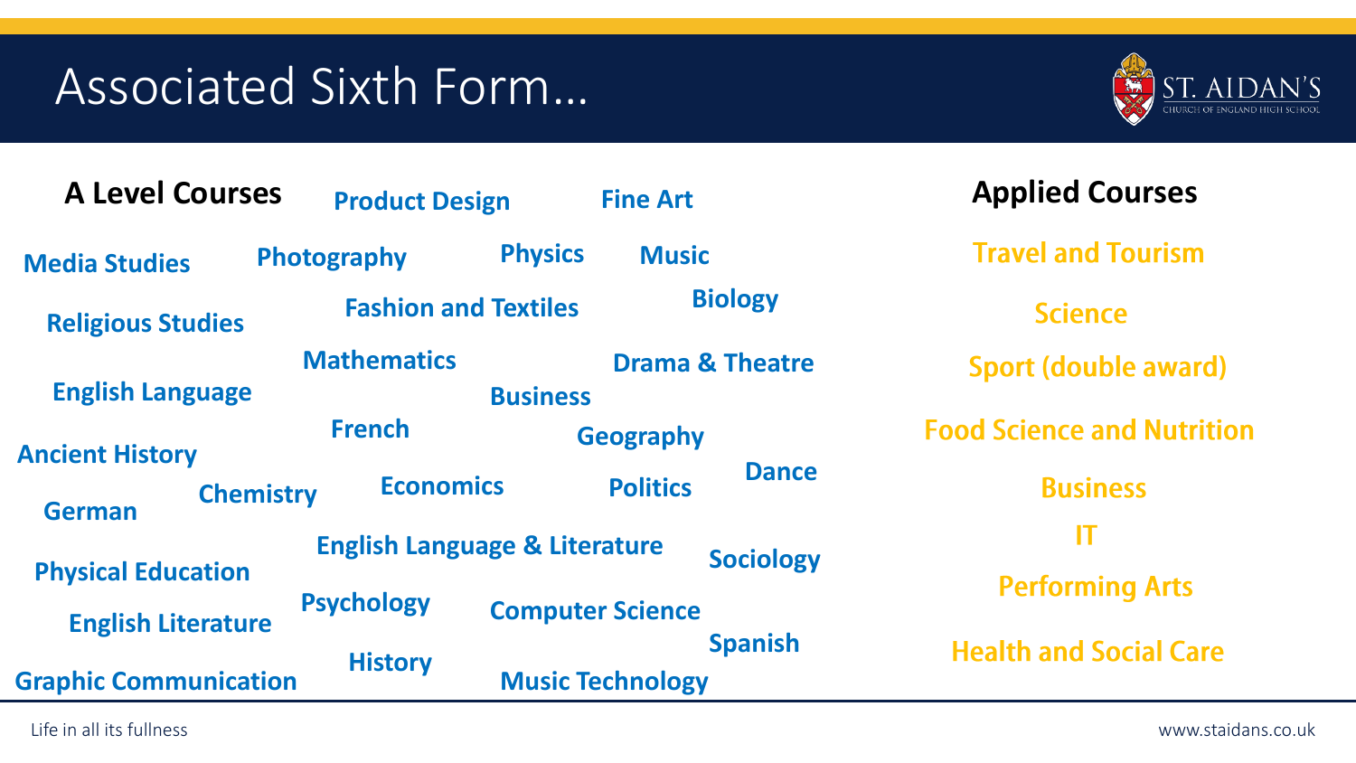# Associated Sixth Form…

## A Level Courses

- Product Design
- Fine Art
- Media Studies
- Photography
- Physics
- Music
- Religious Studies
- Fashion and Textiles
- Biology
- Mathematics
- Drama & Theatre
- English Language
- Business
- French
- Geography
- Ancient History
- Dance
- Chemistry
- Economics
- Politics
- German
- English Language & Literature
- Sociology
- Physical Education
- Psychology
- Computer Science
- English Literature
- Spanish
- History
- Graphic Communication
- Music Technology

## Applied Courses

- Travel and Tourism
- Science
- Sport (double award)
- Food Science and Nutrition
- Business
- IT
- Performing Arts
- Health and Social Care

Life in all its fullness

www.staidans.co.uk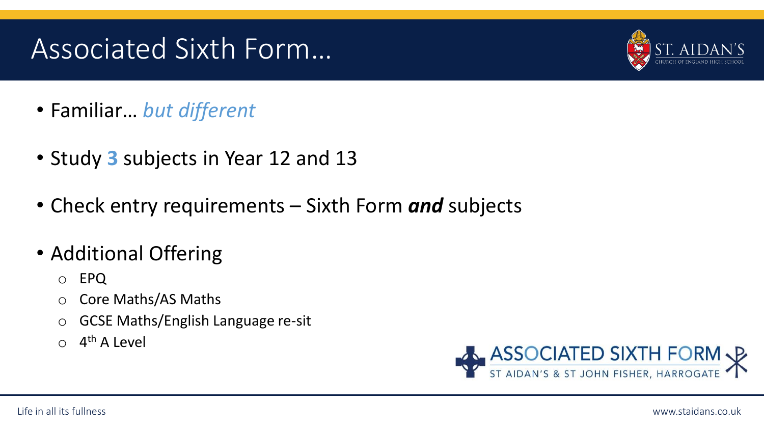# Associated Sixth Form…

- Familiar… *but different*
- Study **3** subjects in Year 12 and 13
- Check entry requirements – Sixth Form ***and*** subjects
- Additional Offering
  - EPQ
  - Core Maths/AS Maths
  - GCSE Maths/English Language re-sit
  - 4th A Level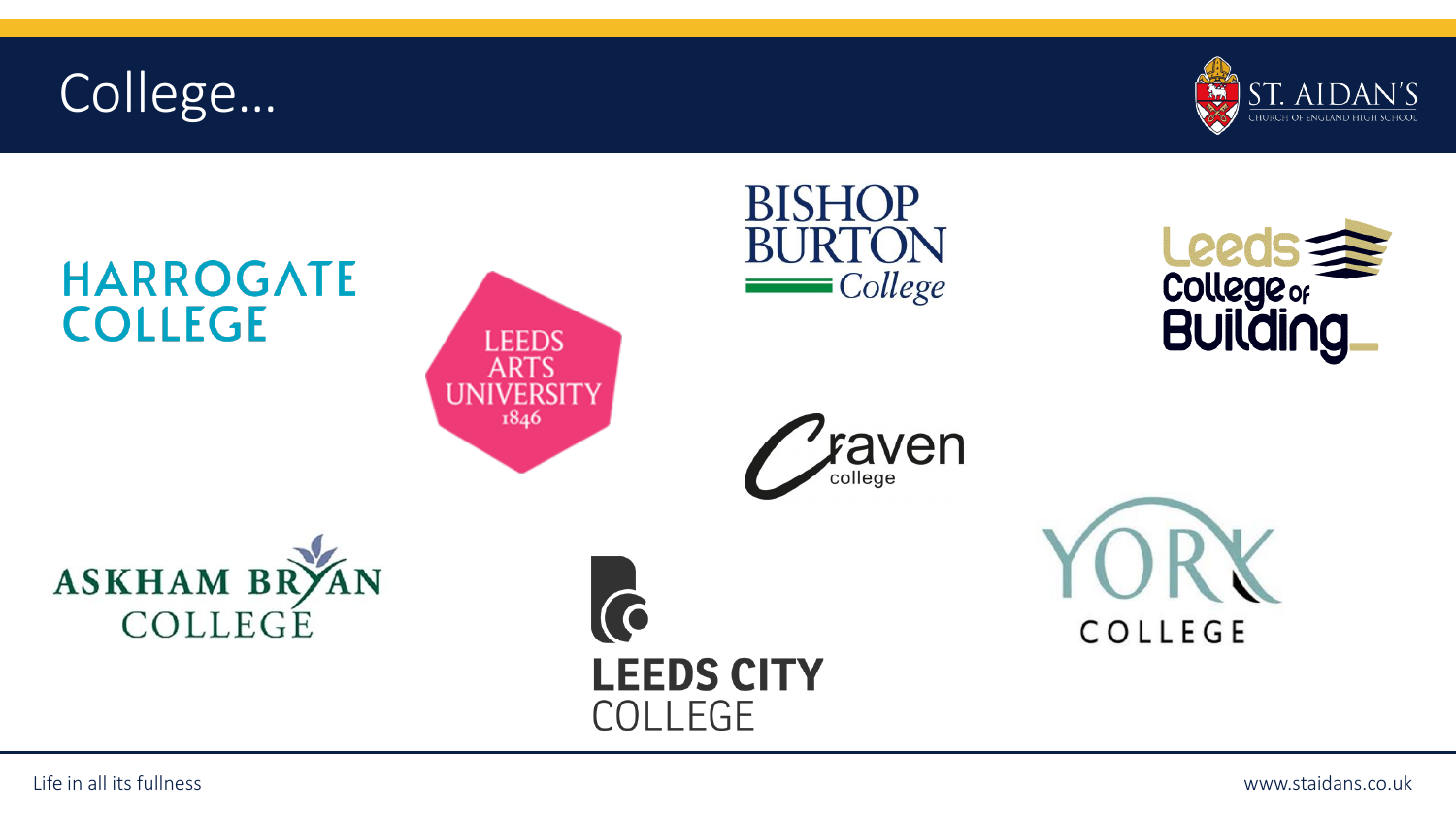# College…

HARROGATE COLLEGE

LEEDS ARTS UNIVERSITY 1846

BISHOP BURTON College

Leeds College of Building

Craven college

ASKHAM BRYAN COLLEGE

LEEDS CITY COLLEGE

YORK COLLEGE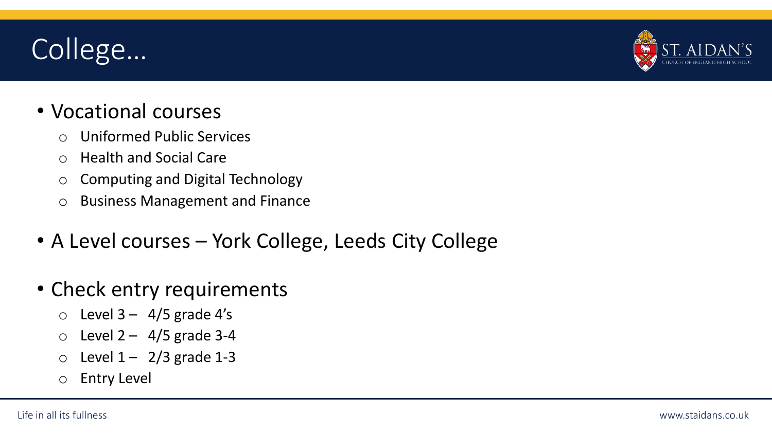# College…

- Vocational courses
  - Uniformed Public Services
  - Health and Social Care
  - Computing and Digital Technology
  - Business Management and Finance

- A Level courses – York College, Leeds City College

- Check entry requirements
  - Level 3 – 4/5 grade 4's
  - Level 2 – 4/5 grade 3-4
  - Level 1 – 2/3 grade 1-3
  - Entry Level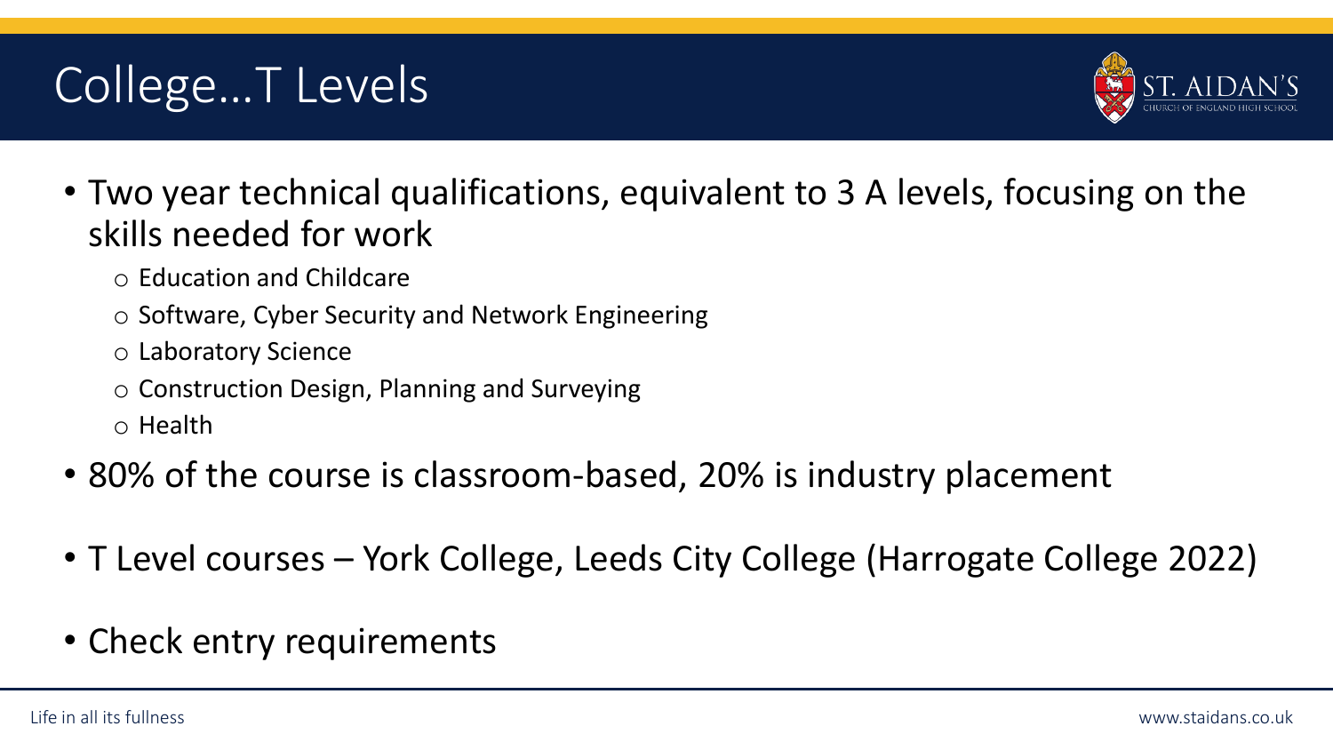# College…T Levels

- Two year technical qualifications, equivalent to 3 A levels, focusing on the skills needed for work
  - Education and Childcare
  - Software, Cyber Security and Network Engineering
  - Laboratory Science
  - Construction Design, Planning and Surveying
  - Health
- 80% of the course is classroom-based, 20% is industry placement
- T Level courses – York College, Leeds City College (Harrogate College 2022)
- Check entry requirements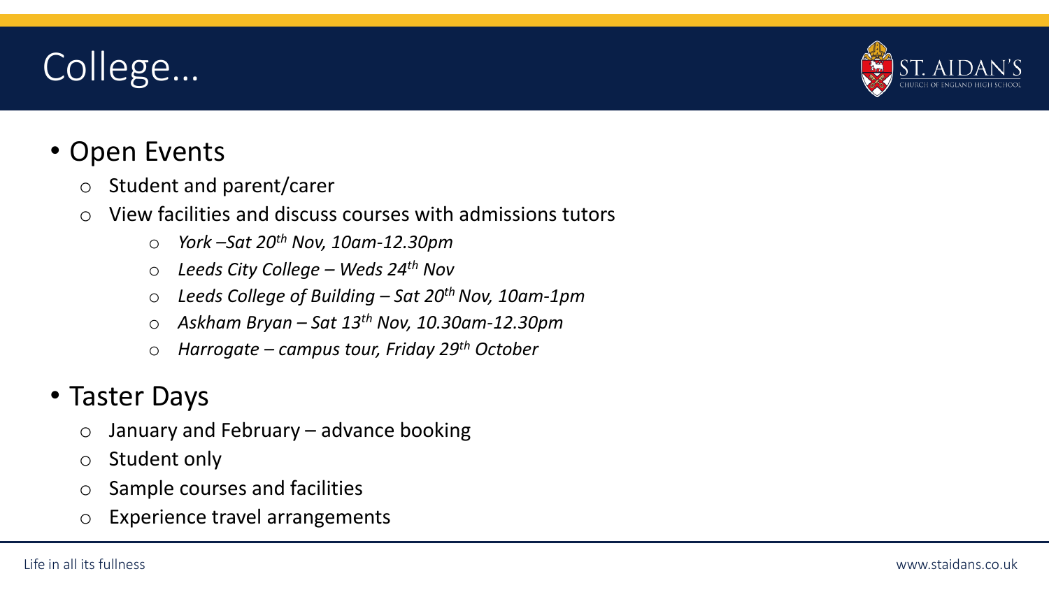# College…

- Open Events
  - Student and parent/carer
  - View facilities and discuss courses with admissions tutors
    - *York –Sat 20th Nov, 10am-12.30pm*
    - *Leeds City College – Weds 24th Nov*
    - *Leeds College of Building – Sat 20th Nov, 10am-1pm*
    - *Askham Bryan – Sat 13th Nov, 10.30am-12.30pm*
    - *Harrogate – campus tour, Friday 29th October*
- Taster Days
  - January and February – advance booking
  - Student only
  - Sample courses and facilities
  - Experience travel arrangements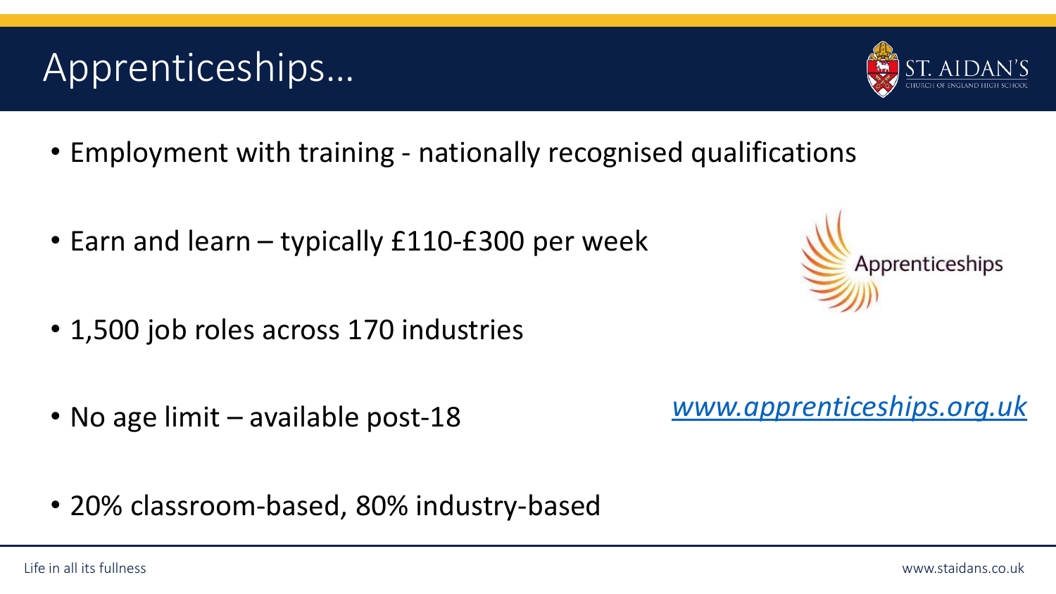# Apprenticeships…

- Employment with training - nationally recognised qualifications
- Earn and learn – typically £110-£300 per week
- 1,500 job roles across 170 industries
- No age limit – available post-18
- 20% classroom-based, 80% industry-based

*www.apprenticeships.org.uk*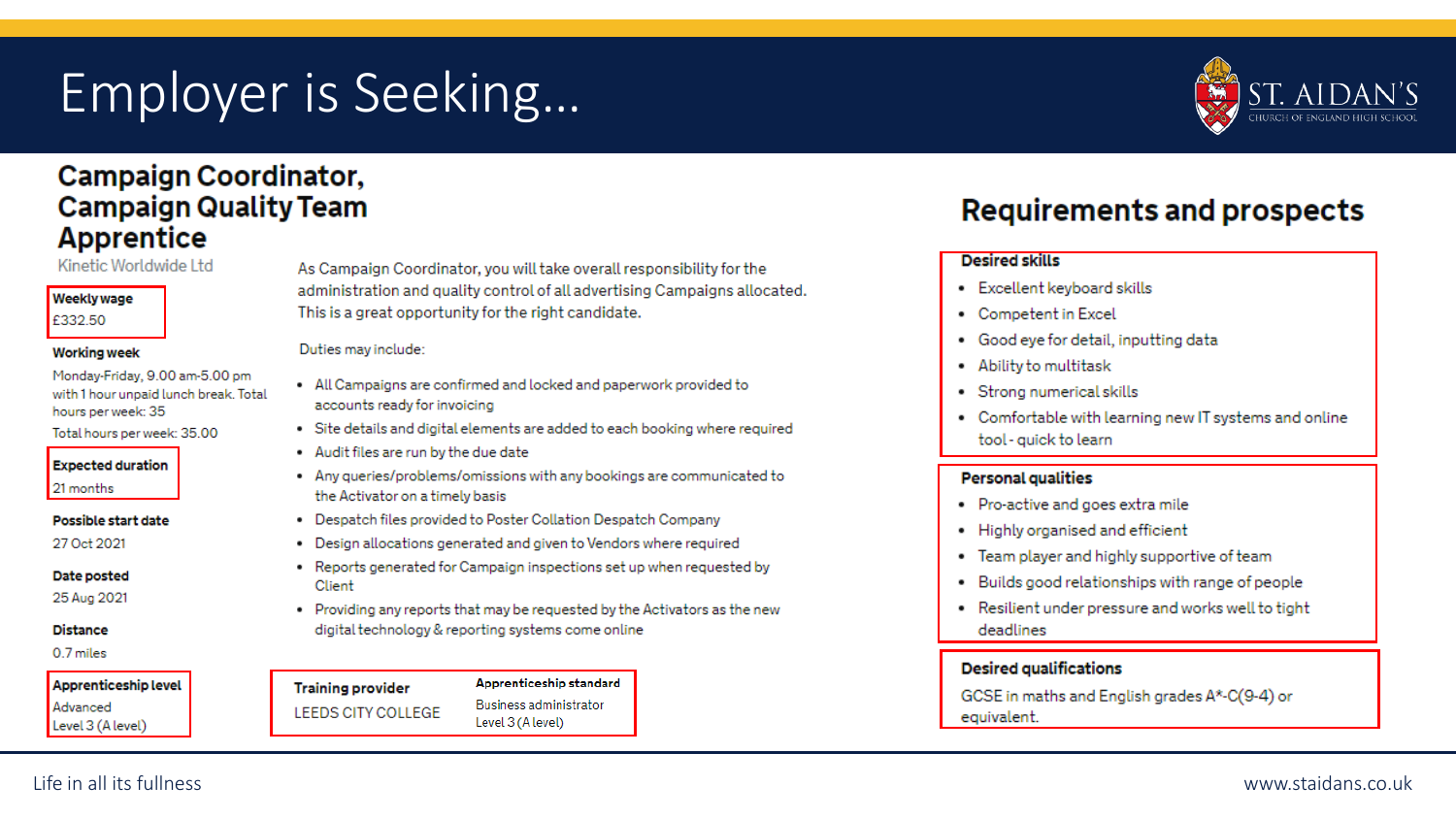# Employer is Seeking…

## Campaign Coordinator, Campaign Quality Team Apprentice

Kinetic Worldwide Ltd

**Weekly wage**
£332.50

**Working week**
Monday-Friday, 9.00 am-5.00 pm with 1 hour unpaid lunch break. Total hours per week: 35
Total hours per week: 35.00

**Expected duration**
21 months

**Possible start date**
27 Oct 2021

**Date posted**
25 Aug 2021

**Distance**
0.7 miles

**Apprenticeship level**
Advanced
Level 3 (A level)

As Campaign Coordinator, you will take overall responsibility for the administration and quality control of all advertising Campaigns allocated. This is a great opportunity for the right candidate.

Duties may include:

- All Campaigns are confirmed and locked and paperwork provided to accounts ready for invoicing
- Site details and digital elements are added to each booking where required
- Audit files are run by the due date
- Any queries/problems/omissions with any bookings are communicated to the Activator on a timely basis
- Despatch files provided to Poster Collation Despatch Company
- Design allocations generated and given to Vendors where required
- Reports generated for Campaign inspections set up when requested by Client
- Providing any reports that may be requested by the Activators as the new digital technology & reporting systems come online

**Training provider**
LEEDS CITY COLLEGE

**Apprenticeship standard**
Business administrator
Level 3 (A level)

## Requirements and prospects

**Desired skills**

- Excellent keyboard skills
- Competent in Excel
- Good eye for detail, inputting data
- Ability to multitask
- Strong numerical skills
- Comfortable with learning new IT systems and online tool - quick to learn

**Personal qualities**

- Pro-active and goes extra mile
- Highly organised and efficient
- Team player and highly supportive of team
- Builds good relationships with range of people
- Resilient under pressure and works well to tight deadlines

**Desired qualifications**

GCSE in maths and English grades A*-C(9-4) or equivalent.

Life in all its fullness

www.staidans.co.uk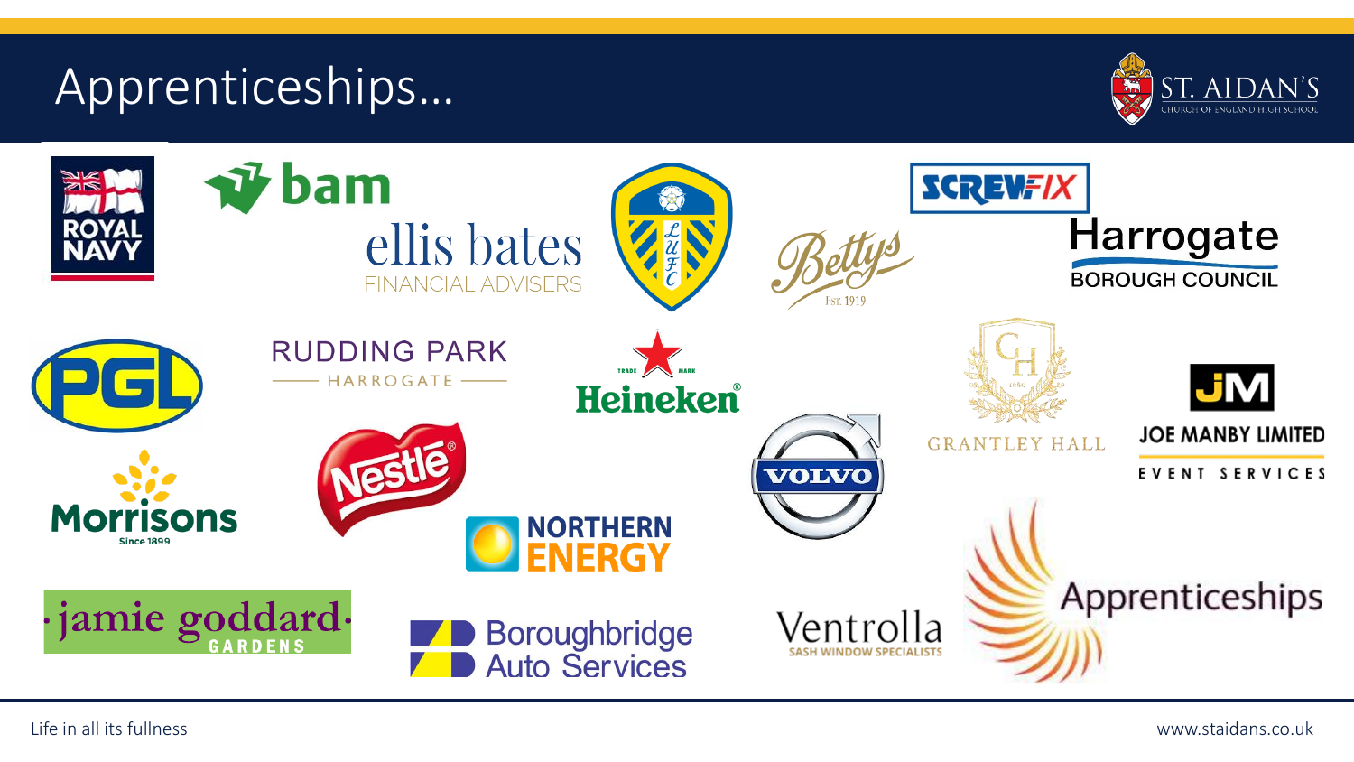# Apprenticeships…

ST. AIDAN'S
CHURCH OF ENGLAND HIGH SCHOOL

ROYAL NAVY

bam

ellis bates
FINANCIAL ADVISERS

LUFC

SCREWFIX

Bettys
Est. 1919

Harrogate
BOROUGH COUNCIL

PGL

RUDDING PARK
HARROGATE

Heineken

GRANTLEY HALL

JM
JOE MANBY LIMITED
EVENT SERVICES

Morrisons
Since 1899

Nestlé

NORTHERN ENERGY

VOLVO

Apprenticeships

jamie goddard
GARDENS

Boroughbridge
Auto Services

Ventrolla
SASH WINDOW SPECIALISTS

Life in all its fullness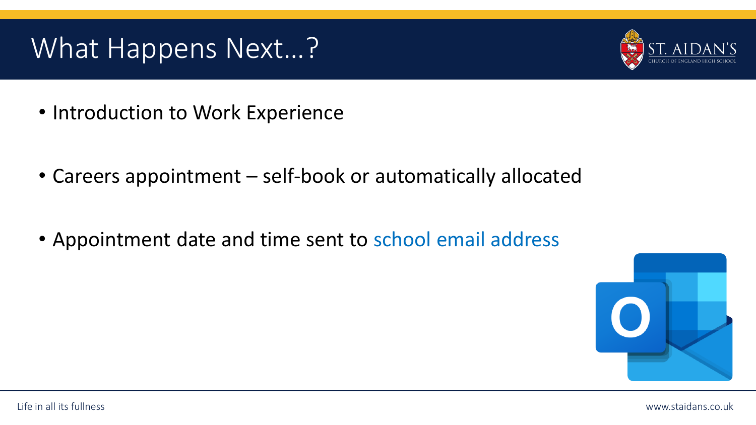# What Happens Next…?

- Introduction to Work Experience
- Careers appointment – self-book or automatically allocated
- Appointment date and time sent to school email address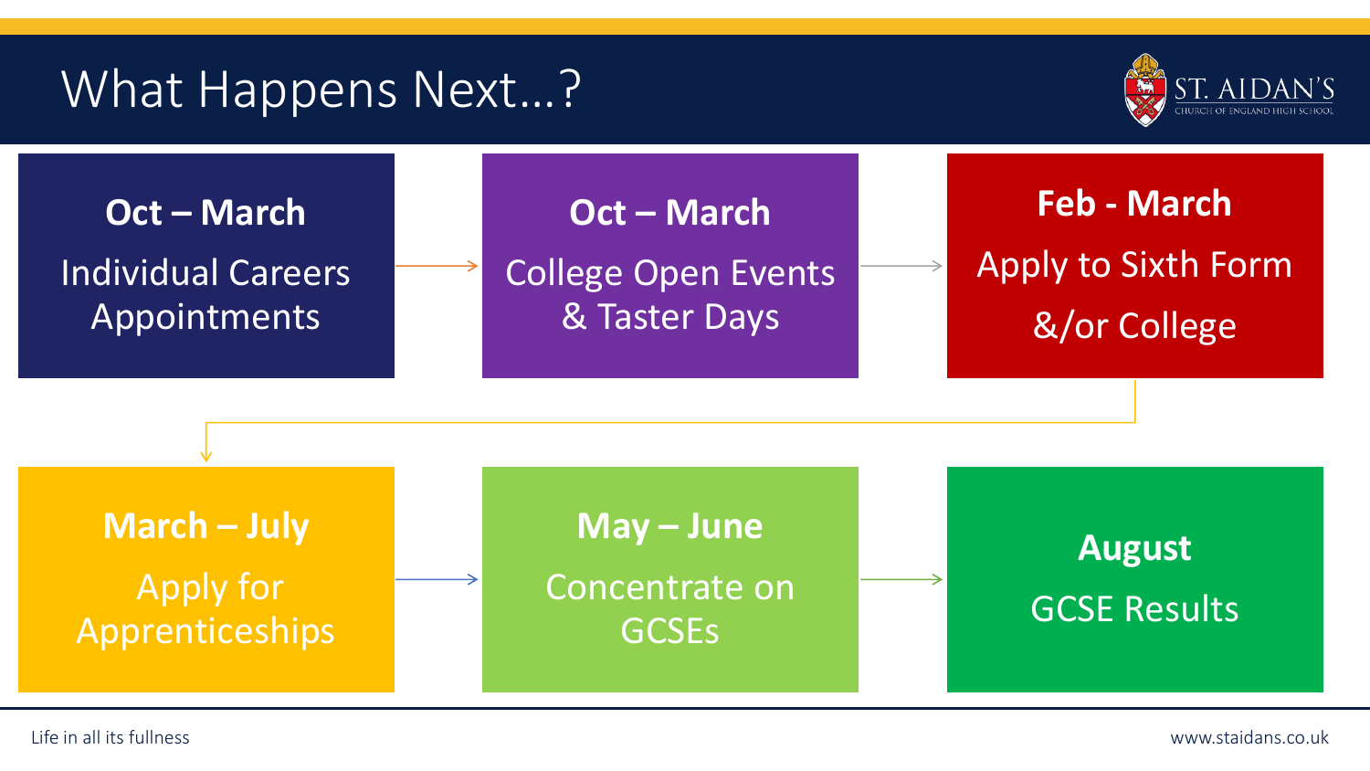# What Happens Next…?

ST. AIDAN'S
CHURCH OF ENGLAND HIGH SCHOOL

**Oct – March**
Individual Careers Appointments

**Oct – March**
College Open Events & Taster Days

**Feb - March**
Apply to Sixth Form &/or College

**March – July**
Apply for Apprenticeships

**May – June**
Concentrate on GCSEs

**August**
GCSE Results

Life in all its fullness

www.staidans.co.uk